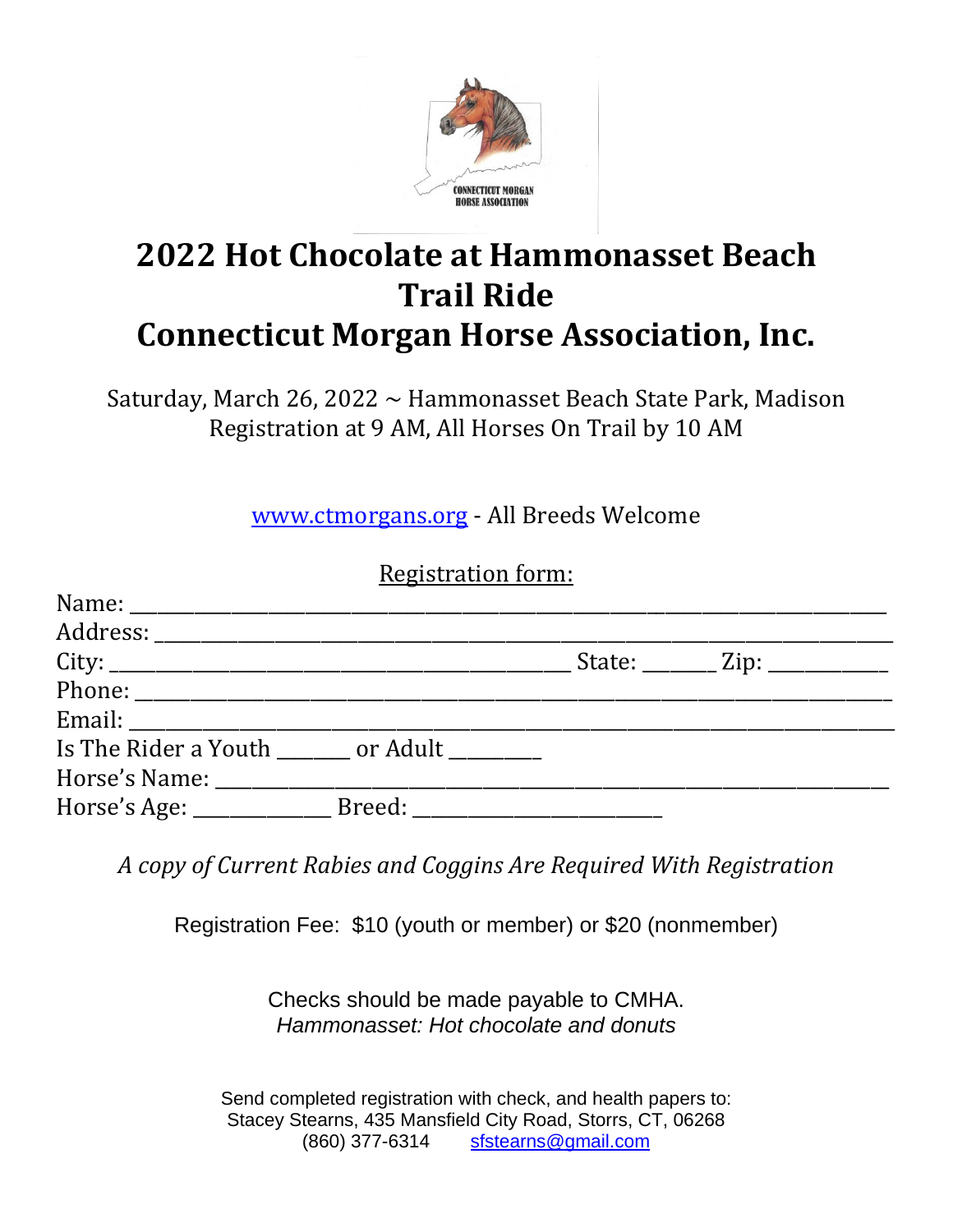# 2022 Hot Chocolate at Hammonasset Beach Trail Ride

# Connecticut Morgan Horse Association, Inc.

Saturday, March 26, 2022 ~ Hammonasset Beach State Park, Madison
Registration at 9 AM, All Horses On Trail by 10 AM

www.ctmorgans.org - All Breeds Welcome

Registration form:

Name: ______________________________________________________________

Address: ____________________________________________________________

City: ______________________________________ State: ______ Zip: __________

Phone: ______________________________________________________________

Email: ______________________________________________________________

Is The Rider a Youth ______ or Adult ________

Horse's Name: _________________________________________________________

Horse's Age: ____________ Breed: _______________________

*A copy of Current Rabies and Coggins Are Required With Registration*

Registration Fee: $10 (youth or member) or $20 (nonmember)

Checks should be made payable to CMHA.
*Hammonasset: Hot chocolate and donuts*

Send completed registration with check, and health papers to:
Stacey Stearns, 435 Mansfield City Road, Storrs, CT, 06268
(860) 377-6314 sfstearns@gmail.com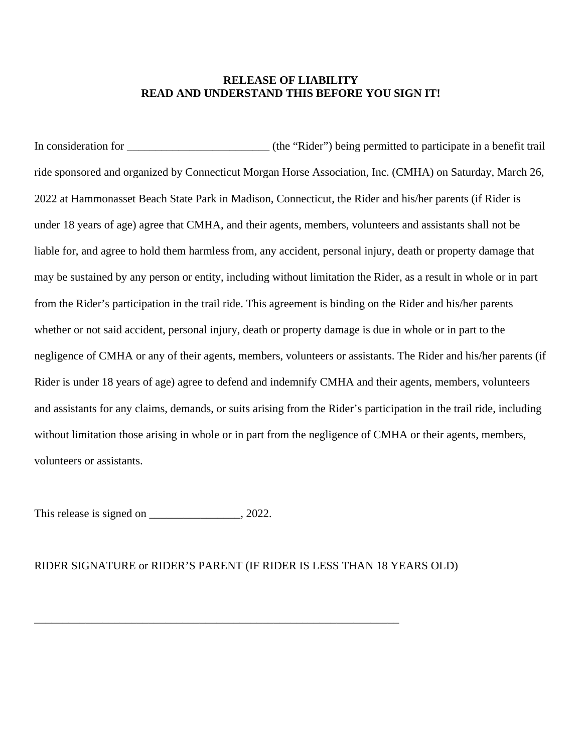**RELEASE OF LIABILITY**
**READ AND UNDERSTAND THIS BEFORE YOU SIGN IT!**

In consideration for _________________________ (the "Rider") being permitted to participate in a benefit trail ride sponsored and organized by Connecticut Morgan Horse Association, Inc. (CMHA) on Saturday, March 26, 2022 at Hammonasset Beach State Park in Madison, Connecticut, the Rider and his/her parents (if Rider is under 18 years of age) agree that CMHA, and their agents, members, volunteers and assistants shall not be liable for, and agree to hold them harmless from, any accident, personal injury, death or property damage that may be sustained by any person or entity, including without limitation the Rider, as a result in whole or in part from the Rider's participation in the trail ride. This agreement is binding on the Rider and his/her parents whether or not said accident, personal injury, death or property damage is due in whole or in part to the negligence of CMHA or any of their agents, members, volunteers or assistants. The Rider and his/her parents (if Rider is under 18 years of age) agree to defend and indemnify CMHA and their agents, members, volunteers and assistants for any claims, demands, or suits arising from the Rider's participation in the trail ride, including without limitation those arising in whole or in part from the negligence of CMHA or their agents, members, volunteers or assistants.

This release is signed on ________________, 2022.

RIDER SIGNATURE or RIDER'S PARENT (IF RIDER IS LESS THAN 18 YEARS OLD)

_________________________________________________________________